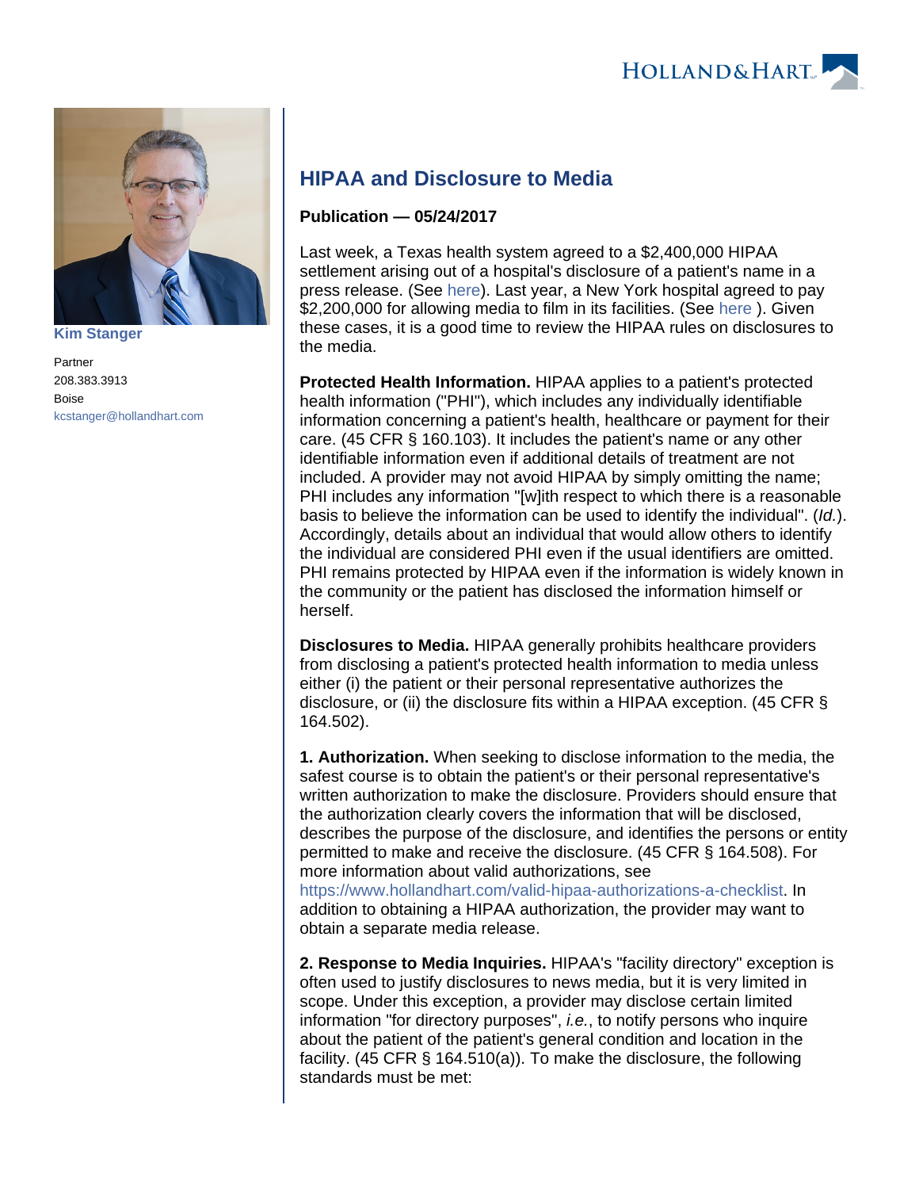Kim Stanger

Partner
208.383.3913
Boise
kcstanger@hollandhart.com

# HIPAA and Disclosure to Media

**Publication — 05/24/2017**

Last week, a Texas health system agreed to a $2,400,000 HIPAA settlement arising out of a hospital's disclosure of a patient's name in a press release. (See here). Last year, a New York hospital agreed to pay $2,200,000 for allowing media to film in its facilities. (See here ). Given these cases, it is a good time to review the HIPAA rules on disclosures to the media.

**Protected Health Information.** HIPAA applies to a patient's protected health information ("PHI"), which includes any individually identifiable information concerning a patient's health, healthcare or payment for their care. (45 CFR § 160.103). It includes the patient's name or any other identifiable information even if additional details of treatment are not included. A provider may not avoid HIPAA by simply omitting the name; PHI includes any information "[w]ith respect to which there is a reasonable basis to believe the information can be used to identify the individual". (*Id.*). Accordingly, details about an individual that would allow others to identify the individual are considered PHI even if the usual identifiers are omitted. PHI remains protected by HIPAA even if the information is widely known in the community or the patient has disclosed the information himself or herself.

**Disclosures to Media.** HIPAA generally prohibits healthcare providers from disclosing a patient's protected health information to media unless either (i) the patient or their personal representative authorizes the disclosure, or (ii) the disclosure fits within a HIPAA exception. (45 CFR § 164.502).

**1. Authorization.** When seeking to disclose information to the media, the safest course is to obtain the patient's or their personal representative's written authorization to make the disclosure. Providers should ensure that the authorization clearly covers the information that will be disclosed, describes the purpose of the disclosure, and identifies the persons or entity permitted to make and receive the disclosure. (45 CFR § 164.508). For more information about valid authorizations, see https://www.hollandhart.com/valid-hipaa-authorizations-a-checklist. In addition to obtaining a HIPAA authorization, the provider may want to obtain a separate media release.

**2. Response to Media Inquiries.** HIPAA's "facility directory" exception is often used to justify disclosures to news media, but it is very limited in scope. Under this exception, a provider may disclose certain limited information "for directory purposes", *i.e.*, to notify persons who inquire about the patient of the patient's general condition and location in the facility. (45 CFR § 164.510(a)). To make the disclosure, the following standards must be met: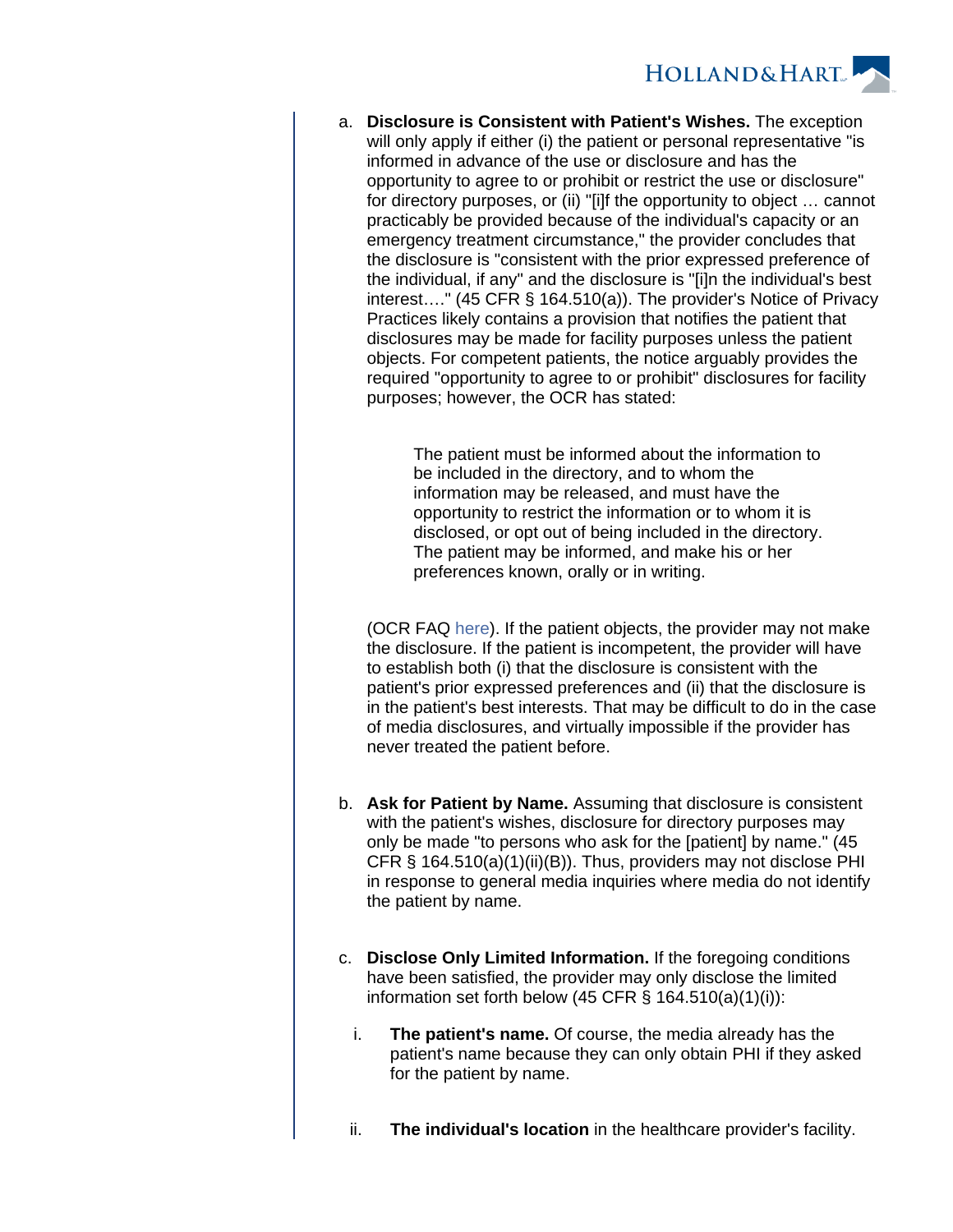a. **Disclosure is Consistent with Patient's Wishes.** The exception will only apply if either (i) the patient or personal representative "is informed in advance of the use or disclosure and has the opportunity to agree to or prohibit or restrict the use or disclosure" for directory purposes, or (ii) "[i]f the opportunity to object … cannot practicably be provided because of the individual's capacity or an emergency treatment circumstance," the provider concludes that the disclosure is "consistent with the prior expressed preference of the individual, if any" and the disclosure is "[i]n the individual's best interest…." (45 CFR § 164.510(a)). The provider's Notice of Privacy Practices likely contains a provision that notifies the patient that disclosures may be made for facility purposes unless the patient objects. For competent patients, the notice arguably provides the required "opportunity to agree to or prohibit" disclosures for facility purposes; however, the OCR has stated:

> The patient must be informed about the information to be included in the directory, and to whom the information may be released, and must have the opportunity to restrict the information or to whom it is disclosed, or opt out of being included in the directory. The patient may be informed, and make his or her preferences known, orally or in writing.

(OCR FAQ here). If the patient objects, the provider may not make the disclosure. If the patient is incompetent, the provider will have to establish both (i) that the disclosure is consistent with the patient's prior expressed preferences and (ii) that the disclosure is in the patient's best interests. That may be difficult to do in the case of media disclosures, and virtually impossible if the provider has never treated the patient before.

b. **Ask for Patient by Name.** Assuming that disclosure is consistent with the patient's wishes, disclosure for directory purposes may only be made "to persons who ask for the [patient] by name." (45 CFR § 164.510(a)(1)(ii)(B)). Thus, providers may not disclose PHI in response to general media inquiries where media do not identify the patient by name.

c. **Disclose Only Limited Information.** If the foregoing conditions have been satisfied, the provider may only disclose the limited information set forth below (45 CFR § 164.510(a)(1)(i)):

   i. **The patient's name.** Of course, the media already has the patient's name because they can only obtain PHI if they asked for the patient by name.

   ii. **The individual's location** in the healthcare provider's facility.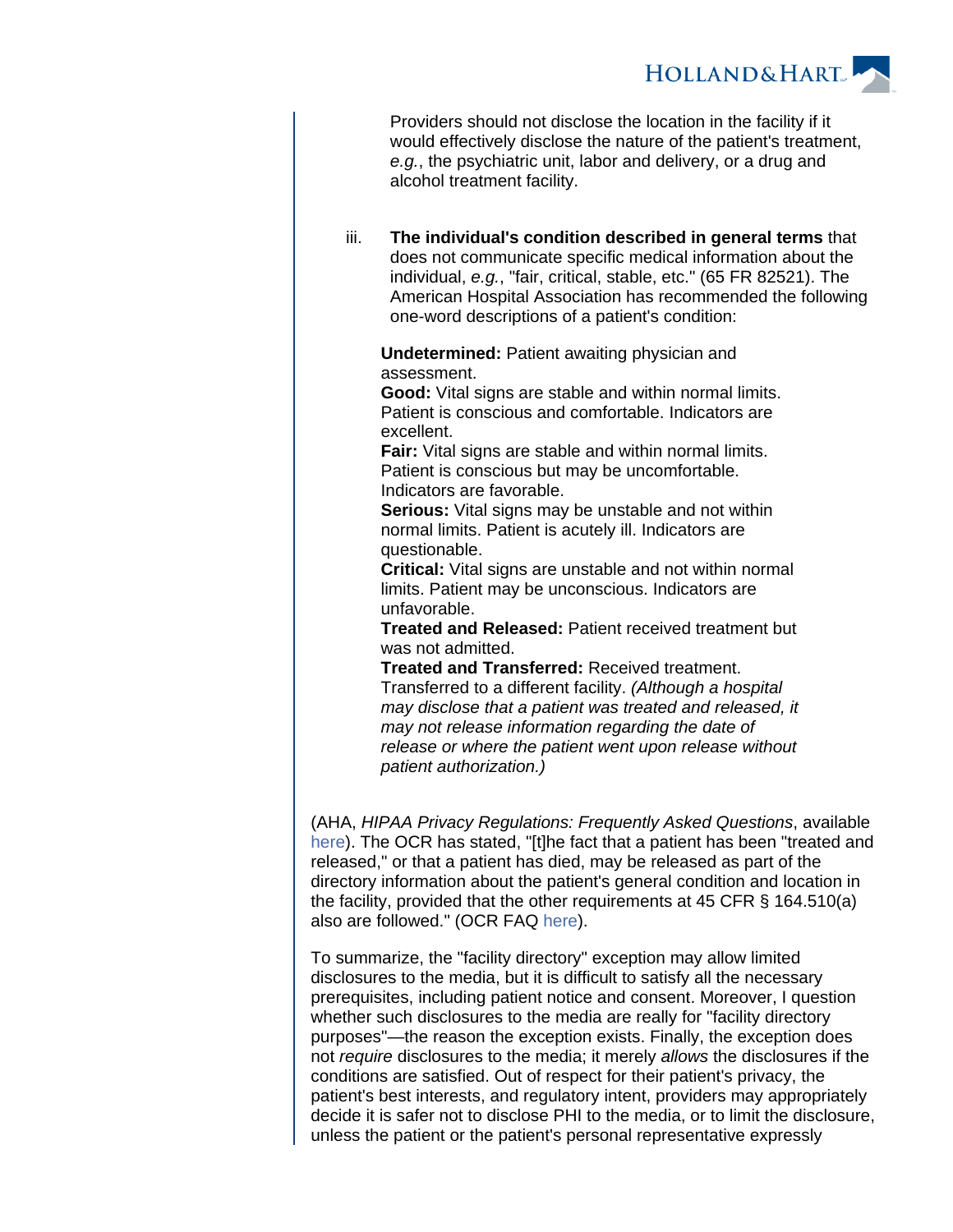Providers should not disclose the location in the facility if it would effectively disclose the nature of the patient's treatment, *e.g.*, the psychiatric unit, labor and delivery, or a drug and alcohol treatment facility.

iii. **The individual's condition described in general terms** that does not communicate specific medical information about the individual, *e.g.*, "fair, critical, stable, etc." (65 FR 82521). The American Hospital Association has recommended the following one-word descriptions of a patient's condition:

> **Undetermined:** Patient awaiting physician and assessment.
> **Good:** Vital signs are stable and within normal limits. Patient is conscious and comfortable. Indicators are excellent.
> **Fair:** Vital signs are stable and within normal limits. Patient is conscious but may be uncomfortable. Indicators are favorable.
> **Serious:** Vital signs may be unstable and not within normal limits. Patient is acutely ill. Indicators are questionable.
> **Critical:** Vital signs are unstable and not within normal limits. Patient may be unconscious. Indicators are unfavorable.
> **Treated and Released:** Patient received treatment but was not admitted.
> **Treated and Transferred:** Received treatment. Transferred to a different facility. *(Although a hospital may disclose that a patient was treated and released, it may not release information regarding the date of release or where the patient went upon release without patient authorization.)*

(AHA, *HIPAA Privacy Regulations: Frequently Asked Questions*, available here). The OCR has stated, "[t]he fact that a patient has been "treated and released," or that a patient has died, may be released as part of the directory information about the patient's general condition and location in the facility, provided that the other requirements at 45 CFR § 164.510(a) also are followed." (OCR FAQ here).

To summarize, the "facility directory" exception may allow limited disclosures to the media, but it is difficult to satisfy all the necessary prerequisites, including patient notice and consent. Moreover, I question whether such disclosures to the media are really for "facility directory purposes"—the reason the exception exists. Finally, the exception does not *require* disclosures to the media; it merely *allows* the disclosures if the conditions are satisfied. Out of respect for their patient's privacy, the patient's best interests, and regulatory intent, providers may appropriately decide it is safer not to disclose PHI to the media, or to limit the disclosure, unless the patient or the patient's personal representative expressly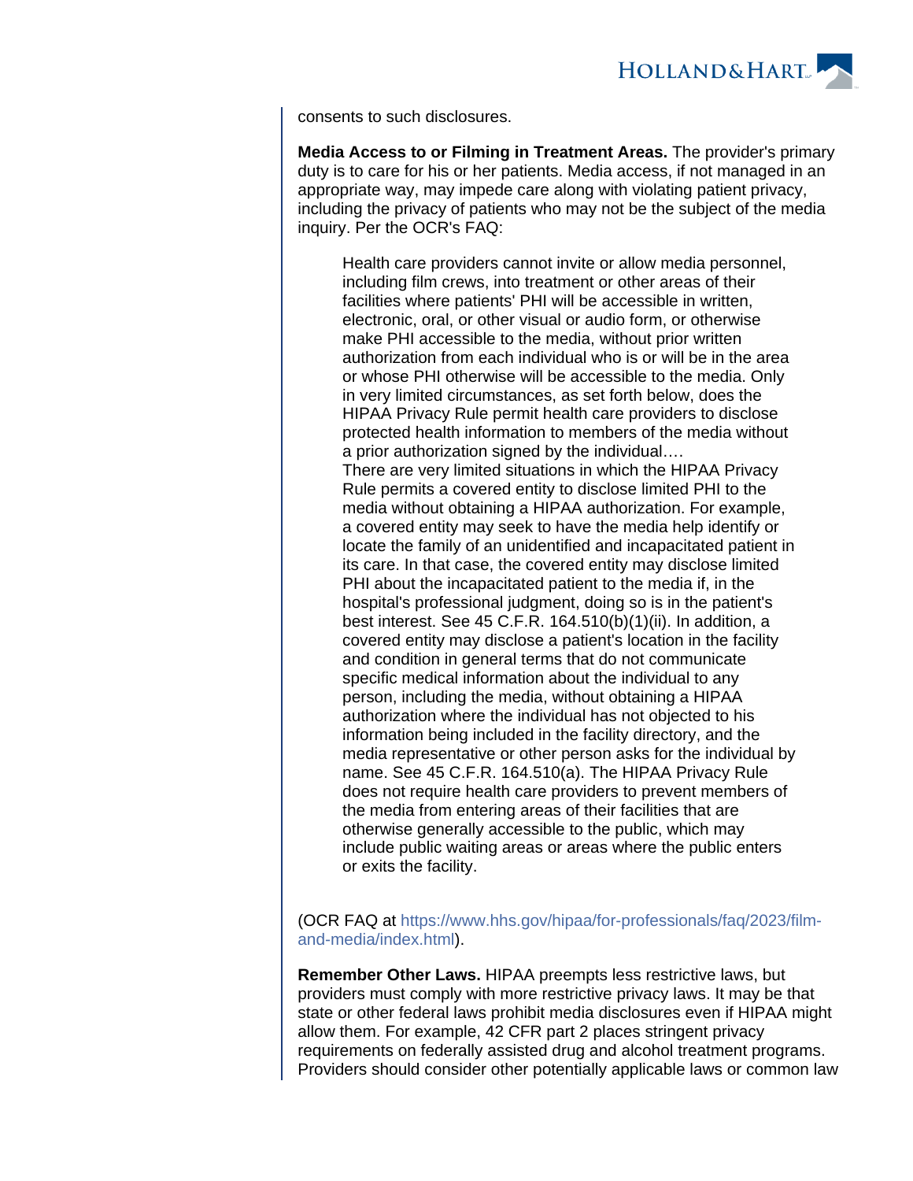consents to such disclosures.

**Media Access to or Filming in Treatment Areas.** The provider's primary duty is to care for his or her patients. Media access, if not managed in an appropriate way, may impede care along with violating patient privacy, including the privacy of patients who may not be the subject of the media inquiry. Per the OCR's FAQ:

> Health care providers cannot invite or allow media personnel, including film crews, into treatment or other areas of their facilities where patients' PHI will be accessible in written, electronic, oral, or other visual or audio form, or otherwise make PHI accessible to the media, without prior written authorization from each individual who is or will be in the area or whose PHI otherwise will be accessible to the media. Only in very limited circumstances, as set forth below, does the HIPAA Privacy Rule permit health care providers to disclose protected health information to members of the media without a prior authorization signed by the individual….
> There are very limited situations in which the HIPAA Privacy Rule permits a covered entity to disclose limited PHI to the media without obtaining a HIPAA authorization. For example, a covered entity may seek to have the media help identify or locate the family of an unidentified and incapacitated patient in its care. In that case, the covered entity may disclose limited PHI about the incapacitated patient to the media if, in the hospital's professional judgment, doing so is in the patient's best interest. See 45 C.F.R. 164.510(b)(1)(ii). In addition, a covered entity may disclose a patient's location in the facility and condition in general terms that do not communicate specific medical information about the individual to any person, including the media, without obtaining a HIPAA authorization where the individual has not objected to his information being included in the facility directory, and the media representative or other person asks for the individual by name. See 45 C.F.R. 164.510(a). The HIPAA Privacy Rule does not require health care providers to prevent members of the media from entering areas of their facilities that are otherwise generally accessible to the public, which may include public waiting areas or areas where the public enters or exits the facility.

(OCR FAQ at https://www.hhs.gov/hipaa/for-professionals/faq/2023/film-and-media/index.html).

**Remember Other Laws.** HIPAA preempts less restrictive laws, but providers must comply with more restrictive privacy laws. It may be that state or other federal laws prohibit media disclosures even if HIPAA might allow them. For example, 42 CFR part 2 places stringent privacy requirements on federally assisted drug and alcohol treatment programs. Providers should consider other potentially applicable laws or common law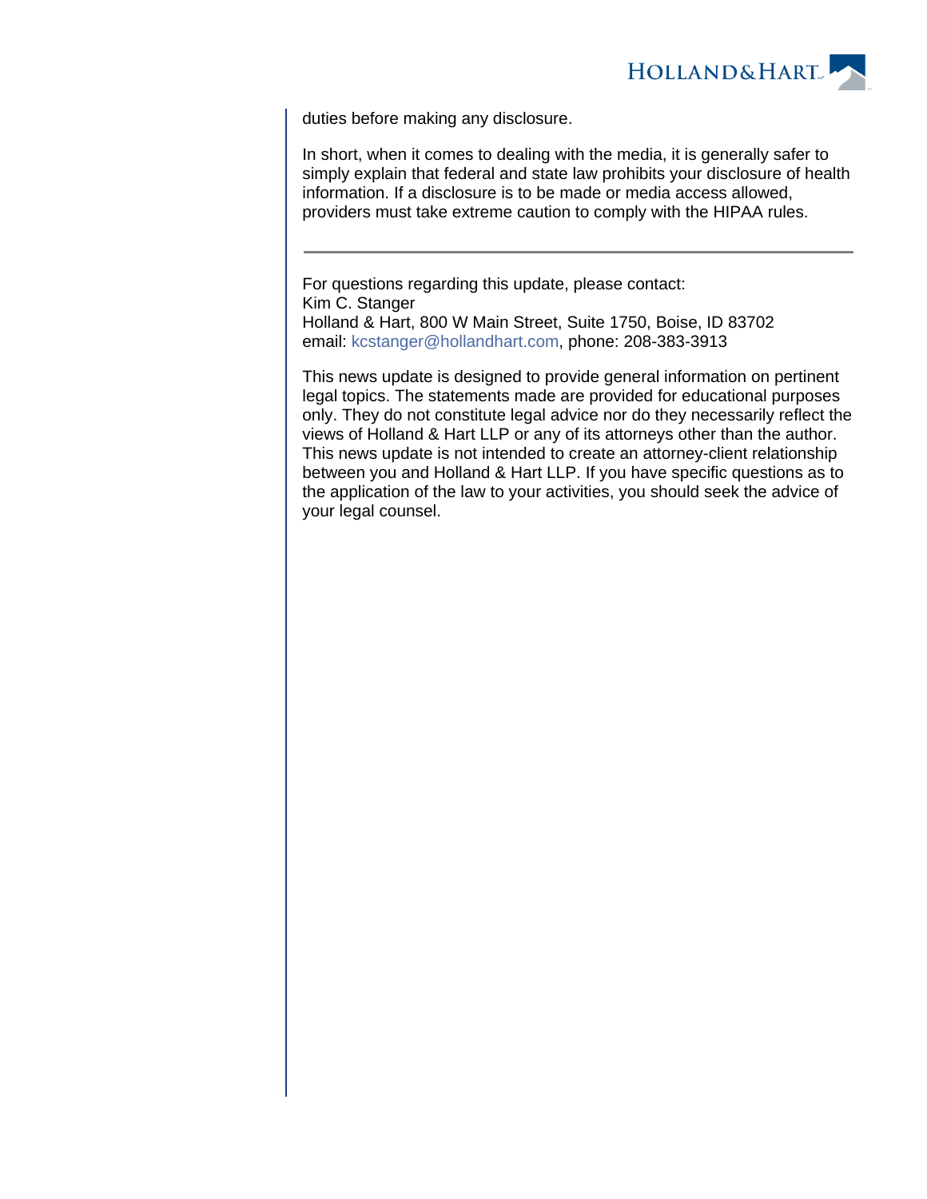duties before making any disclosure.

In short, when it comes to dealing with the media, it is generally safer to simply explain that federal and state law prohibits your disclosure of health information. If a disclosure is to be made or media access allowed, providers must take extreme caution to comply with the HIPAA rules.

---

For questions regarding this update, please contact:
Kim C. Stanger
Holland & Hart, 800 W Main Street, Suite 1750, Boise, ID 83702
email: kcstanger@hollandhart.com, phone: 208-383-3913

This news update is designed to provide general information on pertinent legal topics. The statements made are provided for educational purposes only. They do not constitute legal advice nor do they necessarily reflect the views of Holland & Hart LLP or any of its attorneys other than the author. This news update is not intended to create an attorney-client relationship between you and Holland & Hart LLP. If you have specific questions as to the application of the law to your activities, you should seek the advice of your legal counsel.